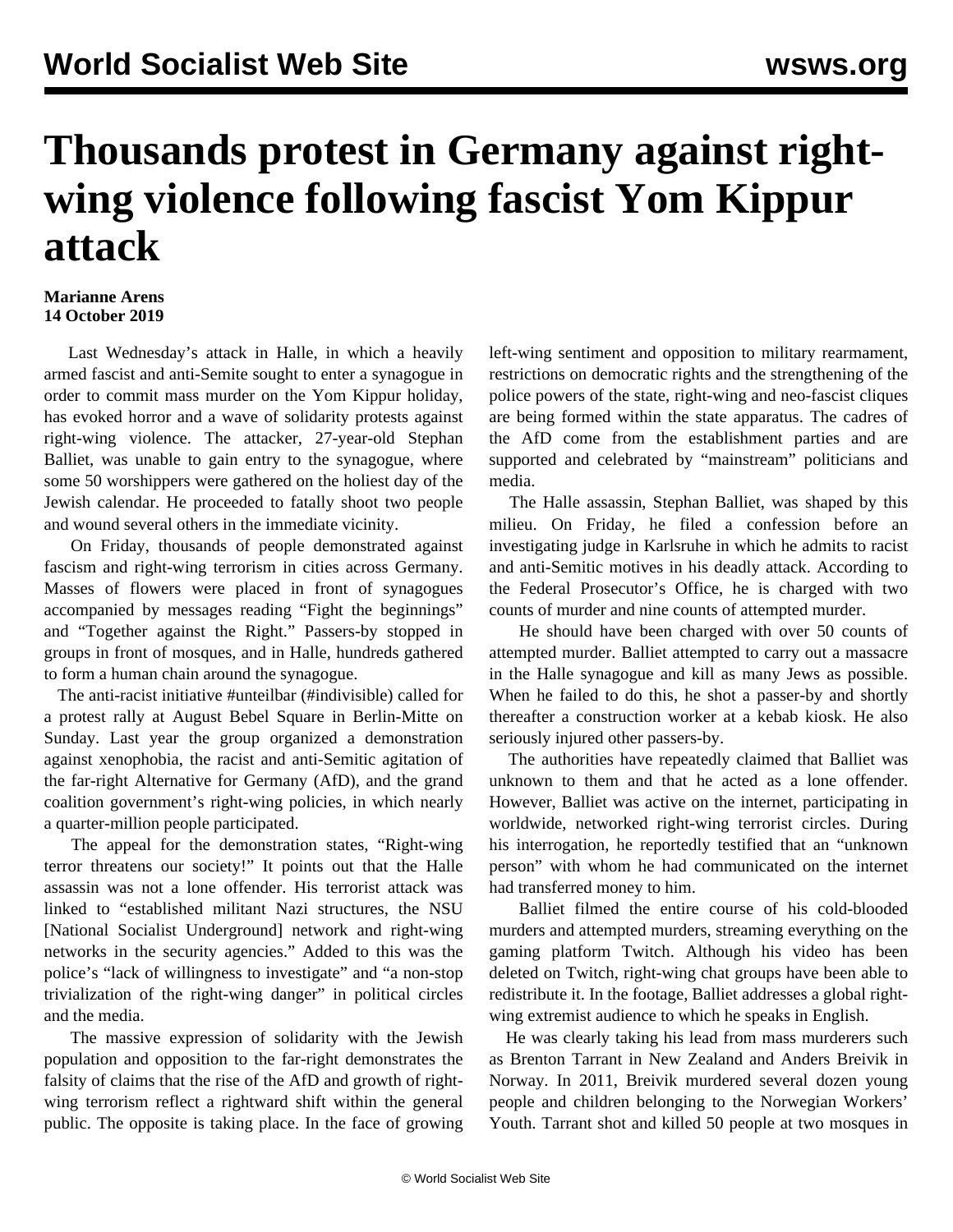# Thousands protest in Germany against right-wing violence following fascist Yom Kippur attack

**Marianne Arens**
**14 October 2019**

Last Wednesday's attack in Halle, in which a heavily armed fascist and anti-Semite sought to enter a synagogue in order to commit mass murder on the Yom Kippur holiday, has evoked horror and a wave of solidarity protests against right-wing violence. The attacker, 27-year-old Stephan Balliet, was unable to gain entry to the synagogue, where some 50 worshippers were gathered on the holiest day of the Jewish calendar. He proceeded to fatally shoot two people and wound several others in the immediate vicinity.

On Friday, thousands of people demonstrated against fascism and right-wing terrorism in cities across Germany. Masses of flowers were placed in front of synagogues accompanied by messages reading "Fight the beginnings" and "Together against the Right." Passers-by stopped in groups in front of mosques, and in Halle, hundreds gathered to form a human chain around the synagogue.

The anti-racist initiative #unteilbar (#indivisible) called for a protest rally at August Bebel Square in Berlin-Mitte on Sunday. Last year the group organized a demonstration against xenophobia, the racist and anti-Semitic agitation of the far-right Alternative for Germany (AfD), and the grand coalition government's right-wing policies, in which nearly a quarter-million people participated.

The appeal for the demonstration states, "Right-wing terror threatens our society!" It points out that the Halle assassin was not a lone offender. His terrorist attack was linked to "established militant Nazi structures, the NSU [National Socialist Underground] network and right-wing networks in the security agencies." Added to this was the police's "lack of willingness to investigate" and "a non-stop trivialization of the right-wing danger" in political circles and the media.

The massive expression of solidarity with the Jewish population and opposition to the far-right demonstrates the falsity of claims that the rise of the AfD and growth of right-wing terrorism reflect a rightward shift within the general public. The opposite is taking place. In the face of growing left-wing sentiment and opposition to military rearmament, restrictions on democratic rights and the strengthening of the police powers of the state, right-wing and neo-fascist cliques are being formed within the state apparatus. The cadres of the AfD come from the establishment parties and are supported and celebrated by "mainstream" politicians and media.

The Halle assassin, Stephan Balliet, was shaped by this milieu. On Friday, he filed a confession before an investigating judge in Karlsruhe in which he admits to racist and anti-Semitic motives in his deadly attack. According to the Federal Prosecutor's Office, he is charged with two counts of murder and nine counts of attempted murder.

He should have been charged with over 50 counts of attempted murder. Balliet attempted to carry out a massacre in the Halle synagogue and kill as many Jews as possible. When he failed to do this, he shot a passer-by and shortly thereafter a construction worker at a kebab kiosk. He also seriously injured other passers-by.

The authorities have repeatedly claimed that Balliet was unknown to them and that he acted as a lone offender. However, Balliet was active on the internet, participating in worldwide, networked right-wing terrorist circles. During his interrogation, he reportedly testified that an "unknown person" with whom he had communicated on the internet had transferred money to him.

Balliet filmed the entire course of his cold-blooded murders and attempted murders, streaming everything on the gaming platform Twitch. Although his video has been deleted on Twitch, right-wing chat groups have been able to redistribute it. In the footage, Balliet addresses a global right-wing extremist audience to which he speaks in English.

He was clearly taking his lead from mass murderers such as Brenton Tarrant in New Zealand and Anders Breivik in Norway. In 2011, Breivik murdered several dozen young people and children belonging to the Norwegian Workers' Youth. Tarrant shot and killed 50 people at two mosques in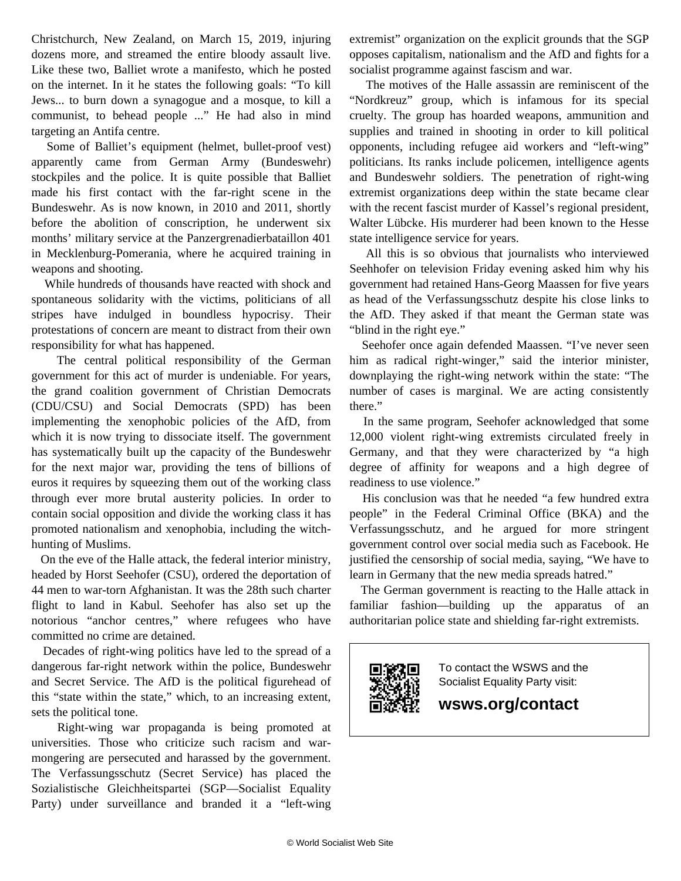Christchurch, New Zealand, on March 15, 2019, injuring dozens more, and streamed the entire bloody assault live. Like these two, Balliet wrote a manifesto, which he posted on the internet. In it he states the following goals: "To kill Jews... to burn down a synagogue and a mosque, to kill a communist, to behead people ..." He had also in mind targeting an Antifa centre.

Some of Balliet's equipment (helmet, bullet-proof vest) apparently came from German Army (Bundeswehr) stockpiles and the police. It is quite possible that Balliet made his first contact with the far-right scene in the Bundeswehr. As is now known, in 2010 and 2011, shortly before the abolition of conscription, he underwent six months' military service at the Panzergrenadierbataillon 401 in Mecklenburg-Pomerania, where he acquired training in weapons and shooting.

While hundreds of thousands have reacted with shock and spontaneous solidarity with the victims, politicians of all stripes have indulged in boundless hypocrisy. Their protestations of concern are meant to distract from their own responsibility for what has happened.

The central political responsibility of the German government for this act of murder is undeniable. For years, the grand coalition government of Christian Democrats (CDU/CSU) and Social Democrats (SPD) has been implementing the xenophobic policies of the AfD, from which it is now trying to dissociate itself. The government has systematically built up the capacity of the Bundeswehr for the next major war, providing the tens of billions of euros it requires by squeezing them out of the working class through ever more brutal austerity policies. In order to contain social opposition and divide the working class it has promoted nationalism and xenophobia, including the witch-hunting of Muslims.

On the eve of the Halle attack, the federal interior ministry, headed by Horst Seehofer (CSU), ordered the deportation of 44 men to war-torn Afghanistan. It was the 28th such charter flight to land in Kabul. Seehofer has also set up the notorious "anchor centres," where refugees who have committed no crime are detained.

Decades of right-wing politics have led to the spread of a dangerous far-right network within the police, Bundeswehr and Secret Service. The AfD is the political figurehead of this "state within the state," which, to an increasing extent, sets the political tone.

Right-wing war propaganda is being promoted at universities. Those who criticize such racism and war-mongering are persecuted and harassed by the government. The Verfassungsschutz (Secret Service) has placed the Sozialistische Gleichheitspartei (SGP—Socialist Equality Party) under surveillance and branded it a "left-wing extremist" organization on the explicit grounds that the SGP opposes capitalism, nationalism and the AfD and fights for a socialist programme against fascism and war.

The motives of the Halle assassin are reminiscent of the "Nordkreuz" group, which is infamous for its special cruelty. The group has hoarded weapons, ammunition and supplies and trained in shooting in order to kill political opponents, including refugee aid workers and "left-wing" politicians. Its ranks include policemen, intelligence agents and Bundeswehr soldiers. The penetration of right-wing extremist organizations deep within the state became clear with the recent fascist murder of Kassel's regional president, Walter Lübcke. His murderer had been known to the Hesse state intelligence service for years.

All this is so obvious that journalists who interviewed Seehofer on television Friday evening asked him why his government had retained Hans-Georg Maassen for five years as head of the Verfassungsschutz despite his close links to the AfD. They asked if that meant the German state was "blind in the right eye."

Seehofer once again defended Maassen. "I've never seen him as radical right-winger," said the interior minister, downplaying the right-wing network within the state: "The number of cases is marginal. We are acting consistently there."

In the same program, Seehofer acknowledged that some 12,000 violent right-wing extremists circulated freely in Germany, and that they were characterized by "a high degree of affinity for weapons and a high degree of readiness to use violence."

His conclusion was that he needed "a few hundred extra people" in the Federal Criminal Office (BKA) and the Verfassungsschutz, and he argued for more stringent government control over social media such as Facebook. He justified the censorship of social media, saying, "We have to learn in Germany that the new media spreads hatred."

The German government is reacting to the Halle attack in familiar fashion—building up the apparatus of an authoritarian police state and shielding far-right extremists.

To contact the WSWS and the Socialist Equality Party visit:

**wsws.org/contact**